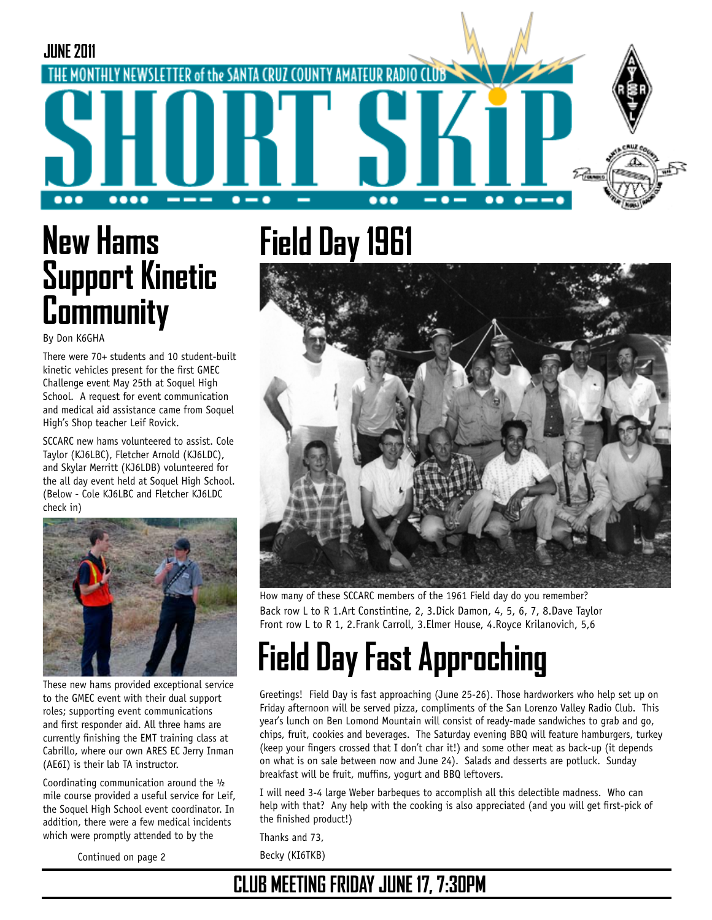JUNE 2011

THE MONTHLY NEWSLETTER of the SANTA CRUZ COUNTY AMATEUR RADIO CLUB

# SHORT SKIP

## New Hams Support Kinetic Community

By Don K6GHA

There were 70+ students and 10 student-built kinetic vehicles present for the first GMEC Challenge event May 25th at Soquel High School. A request for event communication and medical aid assistance came from Soquel High's Shop teacher Leif Rovick.

SCCARC new hams volunteered to assist. Cole Taylor (KJ6LBC), Fletcher Arnold (KJ6LDC), and Skylar Merritt (KJ6LDB) volunteered for the all day event held at Soquel High School. (Below - Cole KJ6LBC and Fletcher KJ6LDC check in)

These new hams provided exceptional service to the GMEC event with their dual support roles; supporting event communications and first responder aid. All three hams are currently finishing the EMT training class at Cabrillo, where our own ARES EC Jerry Inman (AE6I) is their lab TA instructor.

Coordinating communication around the ½ mile course provided a useful service for Leif, the Soquel High School event coordinator. In addition, there were a few medical incidents which were promptly attended to by the

Continued on page 2

## Field Day 1961

How many of these SCCARC members of the 1961 Field day do you remember?
Back row L to R 1.Art Constintine, 2, 3.Dick Damon, 4, 5, 6, 7, 8.Dave Taylor
Front row L to R 1, 2.Frank Carroll, 3.Elmer House, 4.Royce Krilanovich, 5,6

## Field Day Fast Approching

Greetings! Field Day is fast approaching (June 25-26). Those hardworkers who help set up on Friday afternoon will be served pizza, compliments of the San Lorenzo Valley Radio Club. This year's lunch on Ben Lomond Mountain will consist of ready-made sandwiches to grab and go, chips, fruit, cookies and beverages. The Saturday evening BBQ will feature hamburgers, turkey (keep your fingers crossed that I don't char it!) and some other meat as back-up (it depends on what is on sale between now and June 24). Salads and desserts are potluck. Sunday breakfast will be fruit, muffins, yogurt and BBQ leftovers.

I will need 3-4 large Weber barbeques to accomplish all this delectible madness. Who can help with that? Any help with the cooking is also appreciated (and you will get first-pick of the finished product!)

Thanks and 73,

Becky (KI6TKB)

**CLUB MEETING FRIDAY JUNE 17, 7:30PM**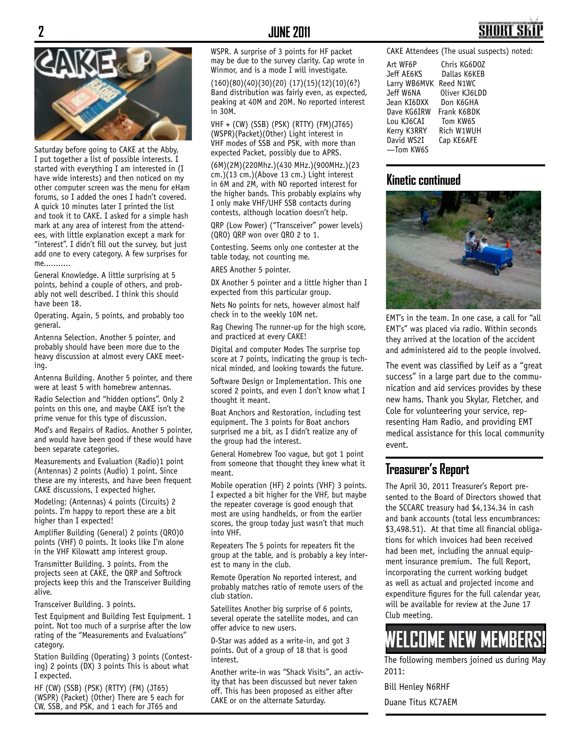Saturday before going to CAKE at the Abby, I put together a list of possible interests. I started with everything I am interested in (I have wide interests) and then noticed on my other computer screen was the menu for eHam forums, so I added the ones I hadn't covered. A quick 10 minutes later I printed the list and took it to CAKE. I asked for a simple hash mark at any area of interest from the attendees, with little explanation except a mark for "interest". I didn't fill out the survey, but just add one to every category. A few surprises for me...........

General Knowledge. A little surprising at 5 points, behind a couple of others, and probably not well described. I think this should have been 18.

Operating. Again, 5 points, and probably too general.

Antenna Selection. Another 5 pointer, and probably should have been more due to the heavy discussion at almost every CAKE meeting.

Antenna Building. Another 5 pointer, and there were at least 5 with homebrew antennas.

Radio Selection and "hidden options". Only 2 points on this one, and maybe CAKE isn't the prime venue for this type of discussion.

Mod's and Repairs of Radios. Another 5 pointer, and would have been good if these would have been separate categories.

Measurements and Evaluation (Radio)1 point (Antennas) 2 points (Audio) 1 point. Since these are my interests, and have been frequent CAKE discussions, I expected higher.

Modeling; (Antennas) 4 points (Circuits) 2 points. I'm happy to report these are a bit higher than I expected!

Amplifier Building (General) 2 points (QRO)0 points (VHF) 0 points. It looks like I'm alone in the VHF Kilowatt amp interest group.

Transmitter Building. 3 points. From the projects seen at CAKE, the QRP and Softrock projects keep this and the Transceiver Building alive.

Transceiver Building. 3 points.

Test Equipment and Building Test Equipment. 1 point. Not too much of a surprise after the low rating of the "Measurements and Evaluations" category.

Station Building (Operating) 3 points (Contesting) 2 points (DX) 3 points This is about what I expected.

HF (CW) (SSB) (PSK) (RTTY) (FM) (JT65) (WSPR) (Packet) (Other) There are 5 each for CW, SSB, and PSK, and 1 each for JT65 and WSPR. A surprise of 3 points for HF packet may be due to the survey clarity. Cap wrote in Winmor, and is a mode I will investigate.

(160)(80)(40)(30)(20) (17)(15)(12)(10)(6?) Band distribution was fairly even, as expected, peaking at 40M and 20M. No reported interest in 30M.

VHF + (CW) (SSB) (PSK) (RTTY) (FM)(JT65) (WSPR)(Packet)(Other) Light interest in VHF modes of SSB and PSK, with more than expected Packet, possibly due to APRS.

(6M)(2M)(220Mhz.)(430 MHz.)(900MHz.)(23 cm.)(13 cm.)(Above 13 cm.) Light interest in 6M and 2M, with NO reported interest for the higher bands. This probably explains why I only make VHF/UHF SSB contacts during contests, although location doesn't help.

QRP (Low Power) ("Transceiver" power levels) (QRO) QRP won over QRO 2 to 1.

Contesting. Seems only one contester at the table today, not counting me.

ARES Another 5 pointer.

DX Another 5 pointer and a little higher than I expected from this particular group.

Nets No points for nets, however almost half check in to the weekly 10M net.

Rag Chewing The runner-up for the high score, and practiced at every CAKE!

Digital and computer Modes The surprise top score at 7 points, indicating the group is technical minded, and looking towards the future.

Software Design or Implementation. This one scored 2 points, and even I don't know what I thought it meant.

Boat Anchors and Restoration, including test equipment. The 3 points for Boat anchors surprised me a bit, as I didn't realize any of the group had the interest.

General Homebrew Too vague, but got 1 point from someone that thought they knew what it meant.

Mobile operation (HF) 2 points (VHF) 3 points. I expected a bit higher for the VHF, but maybe the repeater coverage is good enough that most are using handhelds, or from the earlier scores, the group today just wasn't that much into VHF.

Repeaters The 5 points for repeaters fit the group at the table, and is probably a key interest to many in the club.

Remote Operation No reported interest, and probably matches ratio of remote users of the club station.

Satellites Another big surprise of 6 points, several operate the satellite modes, and can offer advice to new users.

D-Star was added as a write-in, and got 3 points. Out of a group of 18 that is good interest.

Another write-in was "Shack Visits", an activity that has been discussed but never taken off. This has been proposed as either after CAKE or on the alternate Saturday.

CAKE Attendees (The usual suspects) noted:

| | |
|---|---|
| Art WF6P | Chris KG6DOZ |
| Jeff AE6KS | Dallas K6KEB |
| Larry WB6MVK | Reed N1WC |
| Jeff W6NA | Oliver KJ6LDD |
| Jean KI6DXX | Don K6GHA |
| Dave KG6IRW | Frank K6BDK |
| Lou KJ6CAI | Tom KW6S |
| Kerry K3RRY | Rich W1WUH |
| David WS2I | Cap KE6AFE |

—Tom KW6S

## Kinetic continued

EMT's in the team. In one case, a call for "all EMT's" was placed via radio. Within seconds they arrived at the location of the accident and administered aid to the people involved.

The event was classified by Leif as a "great success" in a large part due to the communication and aid services provides by these new hams. Thank you Skylar, Fletcher, and Cole for volunteering your service, representing Ham Radio, and providing EMT medical assistance for this local community event.

## Treasurer's Report

The April 30, 2011 Treasurer's Report presented to the Board of Directors showed that the SCCARC treasury had $4,134.34 in cash and bank accounts (total less encumbrances: $3,498.51). At that time all financial obligations for which invoices had been received had been met, including the annual equipment insurance premium. The full Report, incorporating the current working budget as well as actual and projected income and expenditure figures for the full calendar year, will be available for review at the June 17 Club meeting.

## WELCOME NEW MEMBERS!

The following members joined us during May 2011:

Bill Henley N6RHF

Duane Titus KC7AEM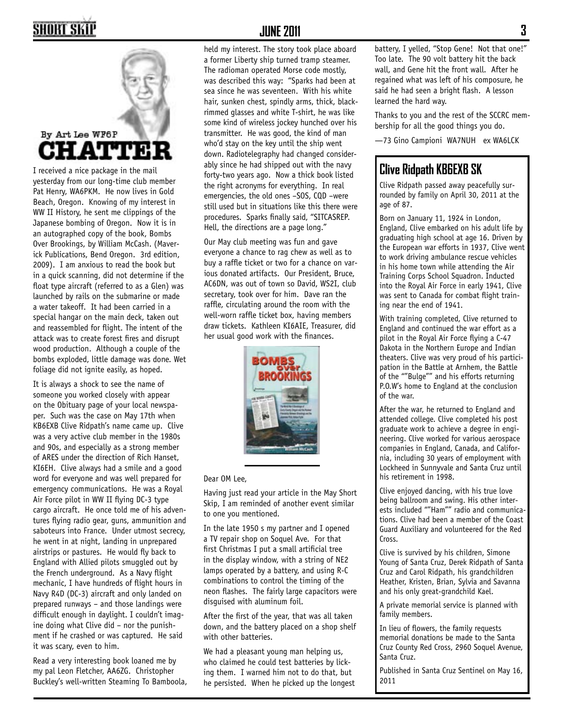By Art Lee WF6P

# CHATTER

I received a nice package in the mail yesterday from our long-time club member Pat Henry, WA6PKM. He now lives in Gold Beach, Oregon. Knowing of my interest in WW II History, he sent me clippings of the Japanese bombing of Oregon. Now it is in an autographed copy of the book, Bombs Over Brookings, by William McCash. (Maverick Publications, Bend Oregon. 3rd edition, 2009). I am anxious to read the book but in a quick scanning, did not determine if the float type aircraft (referred to as a Glen) was launched by rails on the submarine or made a water takeoff. It had been carried in a special hangar on the main deck, taken out and reassembled for flight. The intent of the attack was to create forest fires and disrupt wood production. Although a couple of the bombs exploded, little damage was done. Wet foliage did not ignite easily, as hoped.

It is always a shock to see the name of someone you worked closely with appear on the Obituary page of your local newspaper. Such was the case on May 17th when KB6EXB Clive Ridpath's name came up. Clive was a very active club member in the 1980s and 90s, and especially as a strong member of ARES under the direction of Rich Hanset, KI6EH. Clive always had a smile and a good word for everyone and was well prepared for emergency communications. He was a Royal Air Force pilot in WW II flying DC-3 type cargo aircraft. He once told me of his adventures flying radio gear, guns, ammunition and saboteurs into France. Under utmost secrecy, he went in at night, landing in unprepared airstrips or pastures. He would fly back to England with Allied pilots smuggled out by the French underground. As a Navy flight mechanic, I have hundreds of flight hours in Navy R4D (DC-3) aircraft and only landed on prepared runways – and those landings were difficult enough in daylight. I couldn't imagine doing what Clive did – nor the punishment if he crashed or was captured. He said it was scary, even to him.

Read a very interesting book loaned me by my pal Leon Fletcher, AA6ZG. Christopher Buckley's well-written Steaming To Bamboola, held my interest. The story took place aboard a former Liberty ship turned tramp steamer. The radioman operated Morse code mostly, was described this way: "Sparks had been at sea since he was seventeen. With his white hair, sunken chest, spindly arms, thick, black-rimmed glasses and white T-shirt, he was like some kind of wireless jockey hunched over his transmitter. He was good, the kind of man who'd stay on the key until the ship went down. Radiotelegraphy had changed considerably since he had shipped out with the navy forty-two years ago. Now a thick book listed the right acronyms for everything. In real emergencies, the old ones –SOS, CQD –were still used but in situations like this there were procedures. Sparks finally said, "SITCASREP. Hell, the directions are a page long."

Our May club meeting was fun and gave everyone a chance to rag chew as well as to buy a raffle ticket or two for a chance on various donated artifacts. Our President, Bruce, AC6DN, was out of town so David, WS2I, club secretary, took over for him. Dave ran the raffle, circulating around the room with the well-worn raffle ticket box, having members draw tickets. Kathleen KI6AIE, Treasurer, did her usual good work with the finances.

---

Dear OM Lee,

Having just read your article in the May Short Skip, I am reminded of another event similar to one you mentioned.

In the late 1950 s my partner and I opened a TV repair shop on Soquel Ave. For that first Christmas I put a small artificial tree in the display window, with a string of NE2 lamps operated by a battery, and using R-C combinations to control the timing of the neon flashes. The fairly large capacitors were disguised with aluminum foil.

After the first of the year, that was all taken down, and the battery placed on a shop shelf with other batteries.

We had a pleasant young man helping us, who claimed he could test batteries by licking them. I warned him not to do that, but he persisted. When he picked up the longest battery, I yelled, "Stop Gene! Not that one!" Too late. The 90 volt battery hit the back wall, and Gene hit the front wall. After he regained what was left of his composure, he said he had seen a bright flash. A lesson learned the hard way.

Thanks to you and the rest of the SCCRC membership for all the good things you do.

—73 Gino Campioni WA7NUH ex WA6LCK

## Clive Ridpath KB6EXB SK

Clive Ridpath passed away peacefully surrounded by family on April 30, 2011 at the age of 87.

Born on January 11, 1924 in London, England, Clive embarked on his adult life by graduating high school at age 16. Driven by the European war efforts in 1937, Clive went to work driving ambulance rescue vehicles in his home town while attending the Air Training Corps School Squadron. Inducted into the Royal Air Force in early 1941, Clive was sent to Canada for combat flight training near the end of 1941.

With training completed, Clive returned to England and continued the war effort as a pilot in the Royal Air Force flying a C-47 Dakota in the Northern Europe and Indian theaters. Clive was very proud of his participation in the Battle at Arnhem, the Battle of the ""Bulge"" and his efforts returning P.O.W's home to England at the conclusion of the war.

After the war, he returned to England and attended college. Clive completed his post graduate work to achieve a degree in engineering. Clive worked for various aerospace companies in England, Canada, and California, including 30 years of employment with Lockheed in Sunnyvale and Santa Cruz until his retirement in 1998.

Clive enjoyed dancing, with his true love being ballroom and swing. His other interests included ""Ham"" radio and communications. Clive had been a member of the Coast Guard Auxiliary and volunteered for the Red Cross.

Clive is survived by his children, Simone Young of Santa Cruz, Derek Ridpath of Santa Cruz and Carol Ridpath, his grandchildren Heather, Kristen, Brian, Sylvia and Savanna and his only great-grandchild Kael.

A private memorial service is planned with family members.

In lieu of flowers, the family requests memorial donations be made to the Santa Cruz County Red Cross, 2960 Soquel Avenue, Santa Cruz.

Published in Santa Cruz Sentinel on May 16, 2011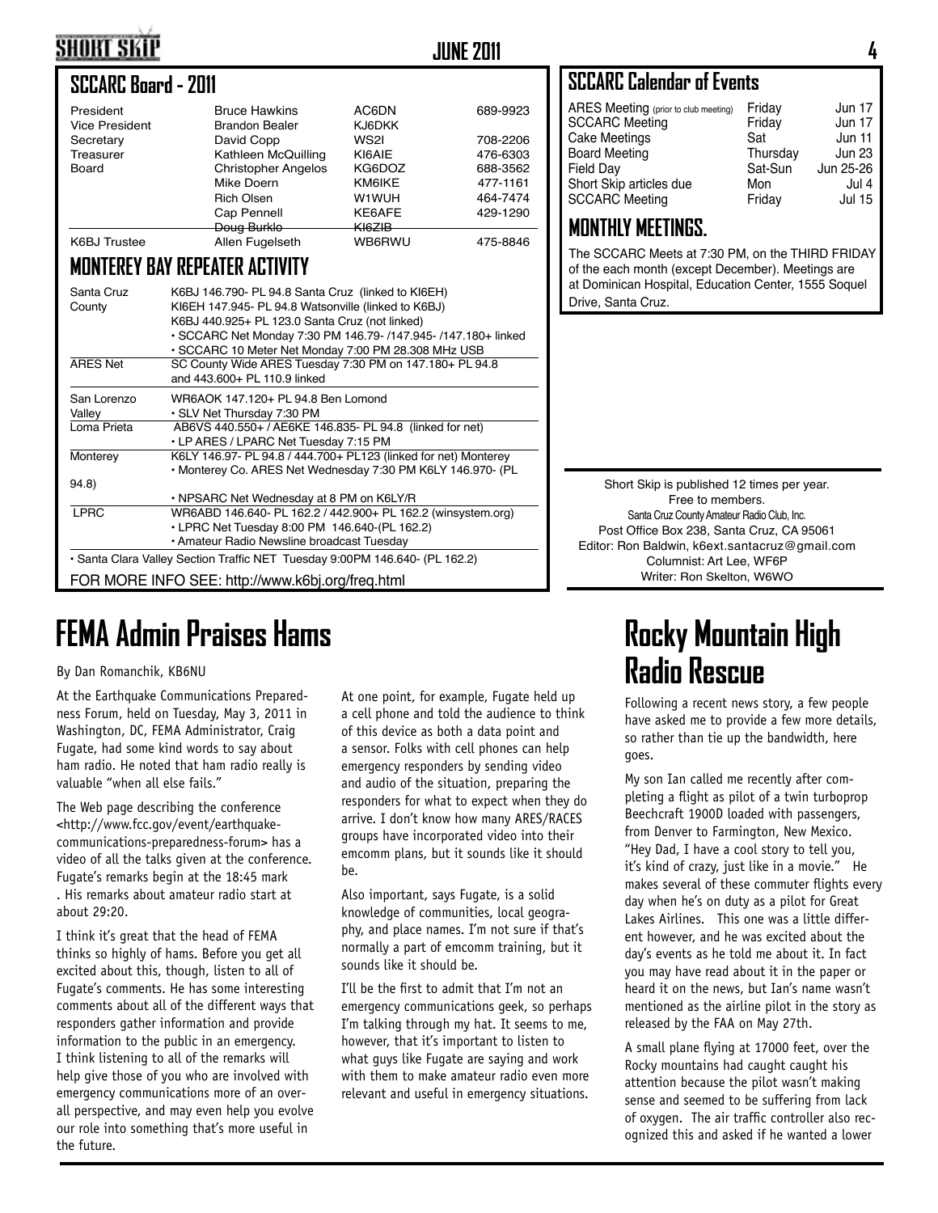## SCCARC Board - 2011

| | | | |
|---|---|---|---|
| President | Bruce Hawkins | AC6DN | 689-9923 |
| Vice President | Brandon Bealer | KJ6DKK | |
| Secretary | David Copp | WS2I | 708-2206 |
| Treasurer | Kathleen McQuilling | KI6AIE | 476-6303 |
| Board | Christopher Angelos | KG6DOZ | 688-3562 |
| | Mike Doern | KM6IKE | 477-1161 |
| | Rich Olsen | W1WUH | 464-7474 |
| | Cap Pennell | KE6AFE | 429-1290 |
| | ~~Doug Burklo~~ | ~~KI6ZIB~~ | |
| K6BJ Trustee | Allen Fugelseth | WB6RWU | 475-8846 |

## MONTEREY BAY REPEATER ACTIVITY

| | |
|---|---|
| Santa Cruz County | K6BJ 146.790- PL 94.8 Santa Cruz (linked to KI6EH)<br>KI6EH 147.945- PL 94.8 Watsonville (linked to K6BJ)<br>K6BJ 440.925+ PL 123.0 Santa Cruz (not linked)<br>• SCCARC Net Monday 7:30 PM 146.79- /147.945- /147.180+ linked<br>• SCCARC 10 Meter Net Monday 7:00 PM 28.308 MHz USB |
| ARES Net | SC County Wide ARES Tuesday 7:30 PM on 147.180+ PL 94.8 and 443.600+ PL 110.9 linked |
| San Lorenzo Valley | WR6AOK 147.120+ PL 94.8 Ben Lomond<br>• SLV Net Thursday 7:30 PM |
| Loma Prieta | AB6VS 440.550+ / AE6KE 146.835- PL 94.8 (linked for net)<br>• LP ARES / LPARC Net Tuesday 7:15 PM |
| Monterey | K6LY 146.97- PL 94.8 / 444.700+ PL123 (linked for net) Monterey<br>• Monterey Co. ARES Net Wednesday 7:30 PM K6LY 146.970- (PL 94.8)<br>• NPSARC Net Wednesday at 8 PM on K6LY/R |
| LPRC | WR6ABD 146.640- PL 162.2 / 442.900+ PL 162.2 (winsystem.org)<br>• LPRC Net Tuesday 8:00 PM 146.640-(PL 162.2)<br>• Amateur Radio Newsline broadcast Tuesday |

• Santa Clara Valley Section Traffic NET Tuesday 9:00PM 146.640- (PL 162.2)

FOR MORE INFO SEE: http://www.k6bj.org/freq.html

## SCCARC Calendar of Events

| | | |
|---|---|---|
| ARES Meeting (prior to club meeting) | Friday | Jun 17 |
| SCCARC Meeting | Friday | Jun 17 |
| Cake Meetings | Sat | Jun 11 |
| Board Meeting | Thursday | Jun 23 |
| Field Day | Sat-Sun | Jun 25-26 |
| Short Skip articles due | Mon | Jul 4 |
| SCCARC Meeting | Friday | Jul 15 |

## MONTHLY MEETINGS.

The SCCARC Meets at 7:30 PM, on the THIRD FRIDAY of the each month (except December). Meetings are at Dominican Hospital, Education Center, 1555 Soquel Drive, Santa Cruz.

Short Skip is published 12 times per year.
Free to members.
Santa Cruz County Amateur Radio Club, Inc.
Post Office Box 238, Santa Cruz, CA 95061
Editor: Ron Baldwin, k6ext.santacruz@gmail.com
Columnist: Art Lee, WF6P
Writer: Ron Skelton, W6WO

# FEMA Admin Praises Hams

By Dan Romanchik, KB6NU

At the Earthquake Communications Preparedness Forum, held on Tuesday, May 3, 2011 in Washington, DC, FEMA Administrator, Craig Fugate, had some kind words to say about ham radio. He noted that ham radio really is valuable "when all else fails."

The Web page describing the conference <http://www.fcc.gov/event/earthquake-communications-preparedness-forum> has a video of all the talks given at the conference. Fugate's remarks begin at the 18:45 mark . His remarks about amateur radio start at about 29:20.

I think it's great that the head of FEMA thinks so highly of hams. Before you get all excited about this, though, listen to all of Fugate's comments. He has some interesting comments about all of the different ways that responders gather information and provide information to the public in an emergency. I think listening to all of the remarks will help give those of you who are involved with emergency communications more of an overall perspective, and may even help you evolve our role into something that's more useful in the future.

At one point, for example, Fugate held up a cell phone and told the audience to think of this device as both a data point and a sensor. Folks with cell phones can help emergency responders by sending video and audio of the situation, preparing the responders for what to expect when they do arrive. I don't know how many ARES/RACES groups have incorporated video into their emcomm plans, but it sounds like it should be.

Also important, says Fugate, is a solid knowledge of communities, local geography, and place names. I'm not sure if that's normally a part of emcomm training, but it sounds like it should be.

I'll be the first to admit that I'm not an emergency communications geek, so perhaps I'm talking through my hat. It seems to me, however, that it's important to listen to what guys like Fugate are saying and work with them to make amateur radio even more relevant and useful in emergency situations.

# Rocky Mountain High Radio Rescue

Following a recent news story, a few people have asked me to provide a few more details, so rather than tie up the bandwidth, here goes.

My son Ian called me recently after completing a flight as pilot of a twin turboprop Beechcraft 1900D loaded with passengers, from Denver to Farmington, New Mexico. "Hey Dad, I have a cool story to tell you, it's kind of crazy, just like in a movie." He makes several of these commuter flights every day when he's on duty as a pilot for Great Lakes Airlines. This one was a little different however, and he was excited about the day's events as he told me about it. In fact you may have read about it in the paper or heard it on the news, but Ian's name wasn't mentioned as the airline pilot in the story as released by the FAA on May 27th.

A small plane flying at 17000 feet, over the Rocky mountains had caught caught his attention because the pilot wasn't making sense and seemed to be suffering from lack of oxygen. The air traffic controller also recognized this and asked if he wanted a lower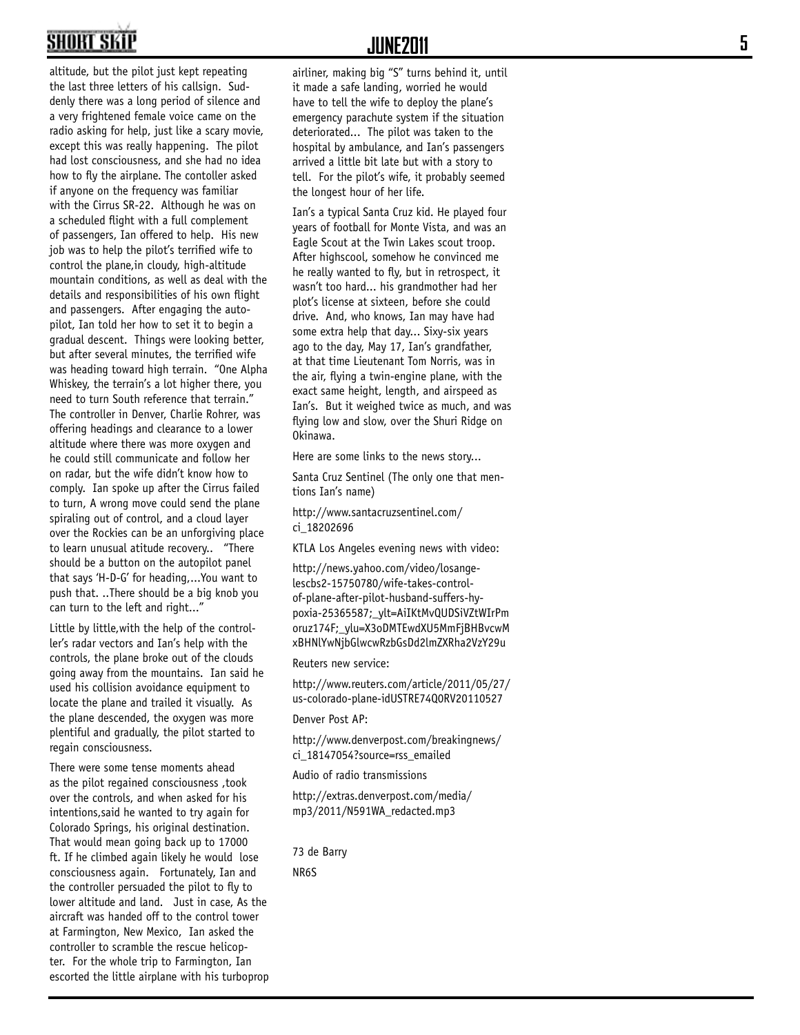altitude, but the pilot just kept repeating the last three letters of his callsign. Suddenly there was a long period of silence and a very frightened female voice came on the radio asking for help, just like a scary movie, except this was really happening. The pilot had lost consciousness, and she had no idea how to fly the airplane. The contoller asked if anyone on the frequency was familiar with the Cirrus SR-22. Although he was on a scheduled flight with a full complement of passengers, Ian offered to help. His new job was to help the pilot's terrified wife to control the plane,in cloudy, high-altitude mountain conditions, as well as deal with the details and responsibilities of his own flight and passengers. After engaging the autopilot, Ian told her how to set it to begin a gradual descent. Things were looking better, but after several minutes, the terrified wife was heading toward high terrain. "One Alpha Whiskey, the terrain's a lot higher there, you need to turn South reference that terrain." The controller in Denver, Charlie Rohrer, was offering headings and clearance to a lower altitude where there was more oxygen and he could still communicate and follow her on radar, but the wife didn't know how to comply. Ian spoke up after the Cirrus failed to turn, A wrong move could send the plane spiraling out of control, and a cloud layer over the Rockies can be an unforgiving place to learn unusual atitude recovery.. "There should be a button on the autopilot panel that says 'H-D-G' for heading,...You want to push that. ..There should be a big knob you can turn to the left and right..."

Little by little,with the help of the controller's radar vectors and Ian's help with the controls, the plane broke out of the clouds going away from the mountains. Ian said he used his collision avoidance equipment to locate the plane and trailed it visually. As the plane descended, the oxygen was more plentiful and gradually, the pilot started to regain consciousness.

There were some tense moments ahead as the pilot regained consciousness ,took over the controls, and when asked for his intentions,said he wanted to try again for Colorado Springs, his original destination. That would mean going back up to 17000 ft. If he climbed again likely he would lose consciousness again. Fortunately, Ian and the controller persuaded the pilot to fly to lower altitude and land. Just in case, As the aircraft was handed off to the control tower at Farmington, New Mexico, Ian asked the controller to scramble the rescue helicopter. For the whole trip to Farmington, Ian escorted the little airplane with his turboprop airliner, making big "S" turns behind it, until it made a safe landing, worried he would have to tell the wife to deploy the plane's emergency parachute system if the situation deteriorated... The pilot was taken to the hospital by ambulance, and Ian's passengers arrived a little bit late but with a story to tell. For the pilot's wife, it probably seemed the longest hour of her life.

Ian's a typical Santa Cruz kid. He played four years of football for Monte Vista, and was an Eagle Scout at the Twin Lakes scout troop. After highscool, somehow he convinced me he really wanted to fly, but in retrospect, it wasn't too hard... his grandmother had her plot's license at sixteen, before she could drive. And, who knows, Ian may have had some extra help that day... Sixy-six years ago to the day, May 17, Ian's grandfather, at that time Lieutenant Tom Norris, was in the air, flying a twin-engine plane, with the exact same height, length, and airspeed as Ian's. But it weighed twice as much, and was flying low and slow, over the Shuri Ridge on Okinawa.

Here are some links to the news story...

Santa Cruz Sentinel (The only one that mentions Ian's name)

http://www.santacruzsentinel.com/ci_18202696

KTLA Los Angeles evening news with video:

http://news.yahoo.com/video/losangelescbs2-15750780/wife-takes-control-of-plane-after-pilot-husband-suffers-hypoxia-25365587;_ylt=AiIKtMvQUDSiVZtWIrPmoruz174F;_ylu=X3oDMTEwdXU5MmFjBHBvcwMxBHNlYwNjbGlwcwRzbGsDd2lmZXRha2VzY29u

Reuters new service:

http://www.reuters.com/article/2011/05/27/us-colorado-plane-idUSTRE74Q0RV20110527

Denver Post AP:

http://www.denverpost.com/breakingnews/ci_18147054?source=rss_emailed

Audio of radio transmissions

http://extras.denverpost.com/media/mp3/2011/N591WA_redacted.mp3

73 de Barry

NR6S